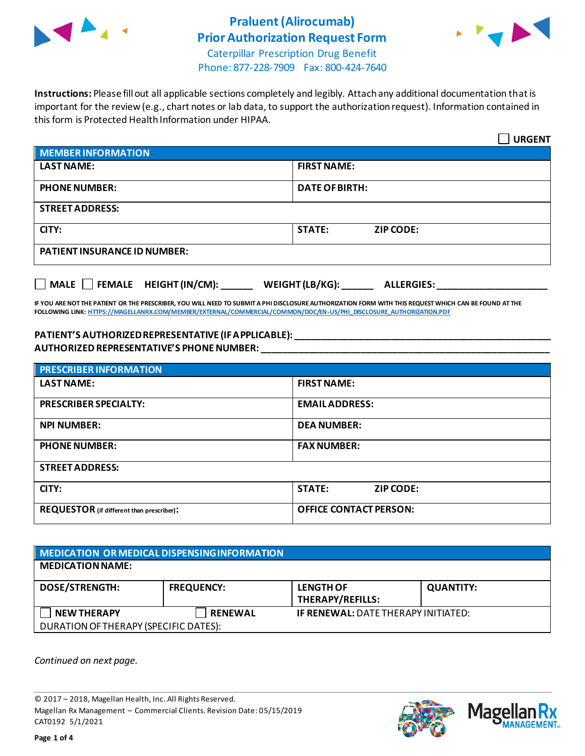# Praluent (Alirocumab) Prior Authorization Request Form

Caterpillar Prescription Drug Benefit
Phone: 877-228-7909 Fax: 800-424-7640

**Instructions:** Please fill out all applicable sections completely and legibly. Attach any additional documentation that is important for the review (e.g., chart notes or lab data, to support the authorization request). Information contained in this form is Protected Health Information under HIPAA.

☐ **URGENT**

| MEMBER INFORMATION | |
|---|---|
| **LAST NAME:** | **FIRST NAME:** |
| **PHONE NUMBER:** | **DATE OF BIRTH:** |
| **STREET ADDRESS:** | |
| **CITY:** | **STATE:** **ZIP CODE:** |
| **PATIENT INSURANCE ID NUMBER:** | |

☐ **MALE** ☐ **FEMALE** **HEIGHT (IN/CM):** ______ **WEIGHT (LB/KG):** ______ **ALLERGIES:** ____________________

**IF YOU ARE NOT THE PATIENT OR THE PRESCRIBER, YOU WILL NEED TO SUBMIT A PHI DISCLOSURE AUTHORIZATION FORM WITH THIS REQUEST WHICH CAN BE FOUND AT THE FOLLOWING LINK:** HTTPS://MAGELLANRX.COM/MEMBER/EXTERNAL/COMMERCIAL/COMMON/DOC/EN-US/PHI_DISCLOSURE_AUTHORIZATION.PDF

**PATIENT'S AUTHORIZED REPRESENTATIVE (IF APPLICABLE):** ______________________________
**AUTHORIZED REPRESENTATIVE'S PHONE NUMBER:** ______________________________

| PRESCRIBER INFORMATION | |
|---|---|
| **LAST NAME:** | **FIRST NAME:** |
| **PRESCRIBER SPECIALTY:** | **EMAIL ADDRESS:** |
| **NPI NUMBER:** | **DEA NUMBER:** |
| **PHONE NUMBER:** | **FAX NUMBER:** |
| **STREET ADDRESS:** | |
| **CITY:** | **STATE:** **ZIP CODE:** |
| **REQUESTOR** (if different than prescriber)**:** | **OFFICE CONTACT PERSON:** |

| MEDICATION OR MEDICAL DISPENSING INFORMATION | | | |
|---|---|---|---|
| **MEDICATION NAME:** | | | |
| **DOSE/STRENGTH:** | **FREQUENCY:** | **LENGTH OF THERAPY/REFILLS:** | **QUANTITY:** |
| ☐ **NEW THERAPY** | ☐ **RENEWAL** | **IF RENEWAL:** DATE THERAPY INITIATED: | |
| DURATION OF THERAPY (SPECIFIC DATES): | | | |

*Continued on next page.*

© 2017 – 2018, Magellan Health, Inc. All Rights Reserved.
Magellan Rx Management – Commercial Clients. Revision Date: 05/15/2019
CAT0192 5/1/2021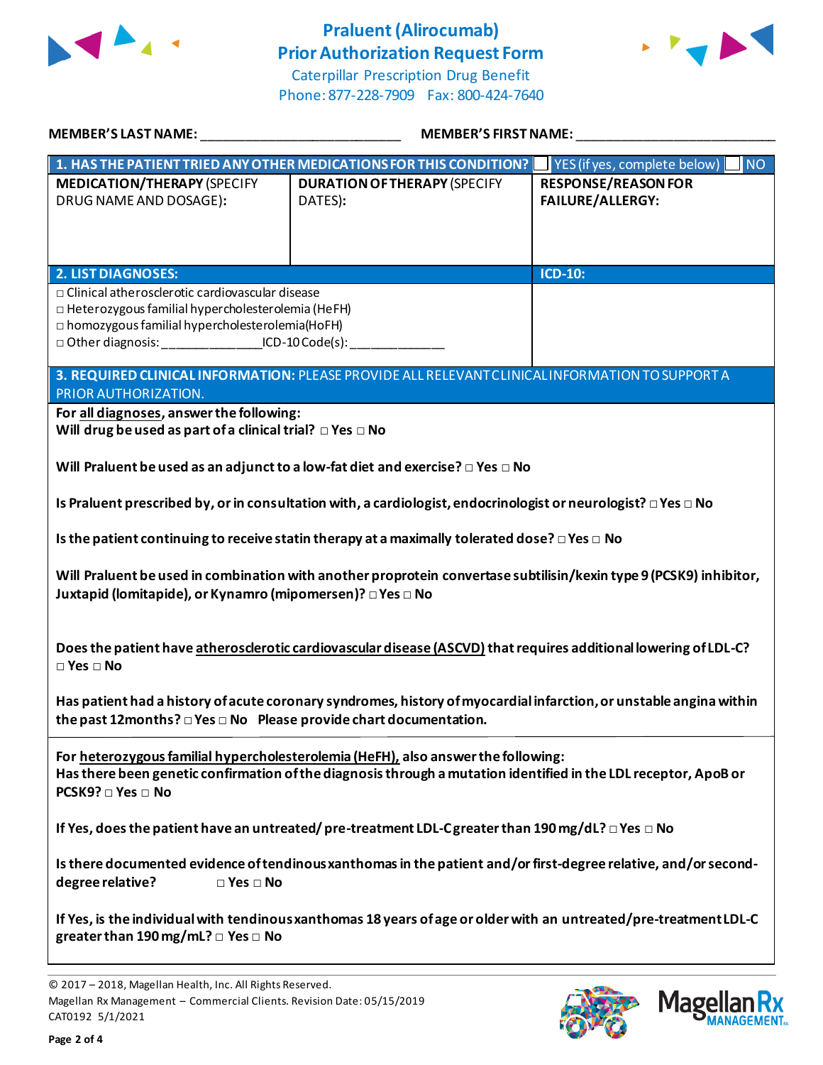# Praluent (Alirocumab) Prior Authorization Request Form

Caterpillar Prescription Drug Benefit
Phone: 877-228-7909 Fax: 800-424-7640

**MEMBER'S LAST NAME:** ___________________________ **MEMBER'S FIRST NAME:** ___________________________

| **1. HAS THE PATIENT TRIED ANY OTHER MEDICATIONS FOR THIS CONDITION?** ☐ YES (if yes, complete below) ☐ NO | | |
|---|---|---|
| **MEDICATION/THERAPY** (SPECIFY DRUG NAME AND DOSAGE): | **DURATION OF THERAPY** (SPECIFY DATES): | **RESPONSE/REASON FOR FAILURE/ALLERGY:** |

| **2. LIST DIAGNOSES:** | **ICD-10:** |
|---|---|
| □ Clinical atherosclerotic cardiovascular disease<br>□ Heterozygous familial hypercholesterolemia (HeFH)<br>□ homozygous familial hypercholesterolemia(HoFH)<br>□ Other diagnosis: ______________ICD-10 Code(s): _____________ | |

**3. REQUIRED CLINICAL INFORMATION:** PLEASE PROVIDE ALL RELEVANT CLINICAL INFORMATION TO SUPPORT A PRIOR AUTHORIZATION.

**For all diagnoses, answer the following:**
**Will drug be used as part of a clinical trial?** □ **Yes** □ **No**

**Will Praluent be used as an adjunct to a low-fat diet and exercise?** □ **Yes** □ **No**

**Is Praluent prescribed by, or in consultation with, a cardiologist, endocrinologist or neurologist?** □ **Yes** □ **No**

**Is the patient continuing to receive statin therapy at a maximally tolerated dose?** □ **Yes** □ **No**

**Will Praluent be used in combination with another proprotein convertase subtilisin/kexin type 9 (PCSK9) inhibitor, Juxtapid (lomitapide), or Kynamro (mipomersen)?** □ **Yes** □ **No**

**Does the patient have atherosclerotic cardiovascular disease (ASCVD) that requires additional lowering of LDL-C?** □ **Yes** □ **No**

**Has patient had a history of acute coronary syndromes, history of myocardial infarction, or unstable angina within the past 12months?** □ **Yes** □ **No** **Please provide chart documentation.**

**For heterozygous familial hypercholesterolemia (HeFH), also answer the following:**
**Has there been genetic confirmation of the diagnosis through a mutation identified in the LDL receptor, ApoB or PCSK9?** □ **Yes** □ **No**

**If Yes, does the patient have an untreated/ pre-treatment LDL-C greater than 190 mg/dL?** □ **Yes** □ **No**

**Is there documented evidence of tendinous xanthomas in the patient and/or first-degree relative, and/or second-degree relative?** □ **Yes** □ **No**

**If Yes, is the individual with tendinous xanthomas 18 years of age or older with an untreated/pre-treatment LDL-C greater than 190 mg/mL?** □ **Yes** □ **No**

© 2017 – 2018, Magellan Health, Inc. All Rights Reserved.
Magellan Rx Management – Commercial Clients. Revision Date: 05/15/2019
CAT0192 5/1/2021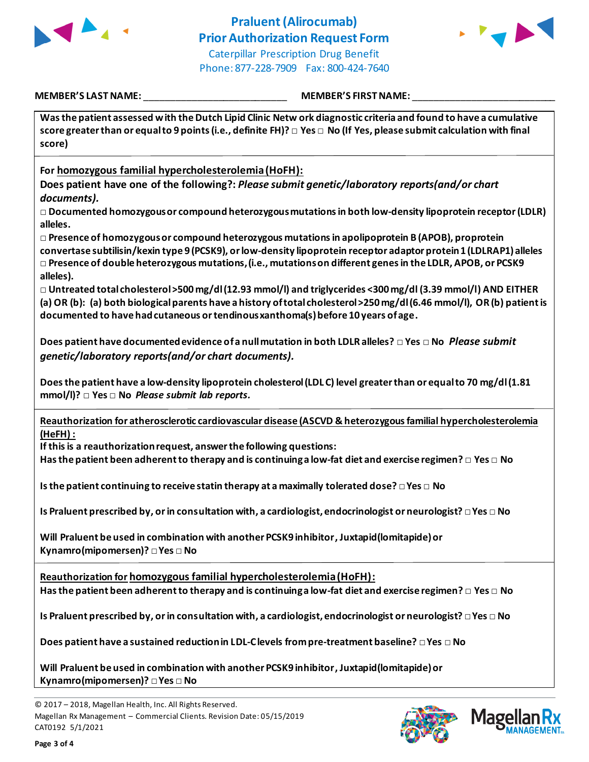# Praluent (Alirocumab)
# Prior Authorization Request Form

Caterpillar Prescription Drug Benefit
Phone: 877-228-7909 Fax: 800-424-7640

**MEMBER'S LAST NAME:** ___________________________ **MEMBER'S FIRST NAME:** ___________________________

**Was the patient assessed with the Dutch Lipid Clinic Network diagnostic criteria and found to have a cumulative score greater than or equal to 9 points (i.e., definite FH)? □ Yes □ No (If Yes, please submit calculation with final score)**

**For <u>homozygous familial hypercholesterolemia (HoFH):</u>**

**Does patient have one of the following?:** ***Please submit genetic/laboratory reports(and/or chart documents).***

**□ Documented homozygous or compound heterozygous mutations in both low-density lipoprotein receptor (LDLR) alleles.**

**□ Presence of homozygous or compound heterozygous mutations in apolipoprotein B (APOB), proprotein convertase subtilisin/kexin type 9 (PCSK9), or low-density lipoprotein receptor adaptor protein 1 (LDLRAP1) alleles**

**□ Presence of double heterozygous mutations, (i.e., mutations on different genes in the LDLR, APOB, or PCSK9 alleles).**

**□ Untreated total cholesterol >500 mg/dl (12.93 mmol/l) and triglycerides <300 mg/dl (3.39 mmol/l) AND EITHER (a) OR (b): (a) both biological parents have a history of total cholesterol >250 mg/dl (6.46 mmol/l), OR (b) patient is documented to have had cutaneous or tendinous xanthoma(s) before 10 years of age.**

**Does patient have documented evidence of a null mutation in both LDLR alleles? □ Yes □ No** ***Please submit genetic/laboratory reports(and/or chart documents).***

**Does the patient have a low-density lipoprotein cholesterol (LDL C) level greater than or equal to 70 mg/dl (1.81 mmol/l)? □ Yes □ No** ***Please submit lab reports.***

**<u>Reauthorization for atherosclerotic cardiovascular disease (ASCVD & heterozygous familial hypercholesterolemia (HeFH) :</u>**

**If this is a reauthorization request, answer the following questions:**

**Has the patient been adherent to therapy and is continuing a low-fat diet and exercise regimen? □ Yes □ No**

**Is the patient continuing to receive statin therapy at a maximally tolerated dose? □ Yes □ No**

**Is Praluent prescribed by, or in consultation with, a cardiologist, endocrinologist or neurologist? □ Yes □ No**

**Will Praluent be used in combination with another PCSK9 inhibitor, Juxtapid(lomitapide) or Kynamro(mipomersen)? □ Yes □ No**

**<u>Reauthorization for homozygous familial hypercholesterolemia (HoFH):</u>**

**Has the patient been adherent to therapy and is continuing a low-fat diet and exercise regimen? □ Yes □ No**

**Is Praluent prescribed by, or in consultation with, a cardiologist, endocrinologist or neurologist? □ Yes □ No**

**Does patient have a sustained reduction in LDL-C levels from pre-treatment baseline? □ Yes □ No**

**Will Praluent be used in combination with another PCSK9 inhibitor, Juxtapid(lomitapide) or Kynamro(mipomersen)? □ Yes □ No**

© 2017 – 2018, Magellan Health, Inc. All Rights Reserved.
Magellan Rx Management – Commercial Clients. Revision Date: 05/15/2019
CAT0192 5/1/2021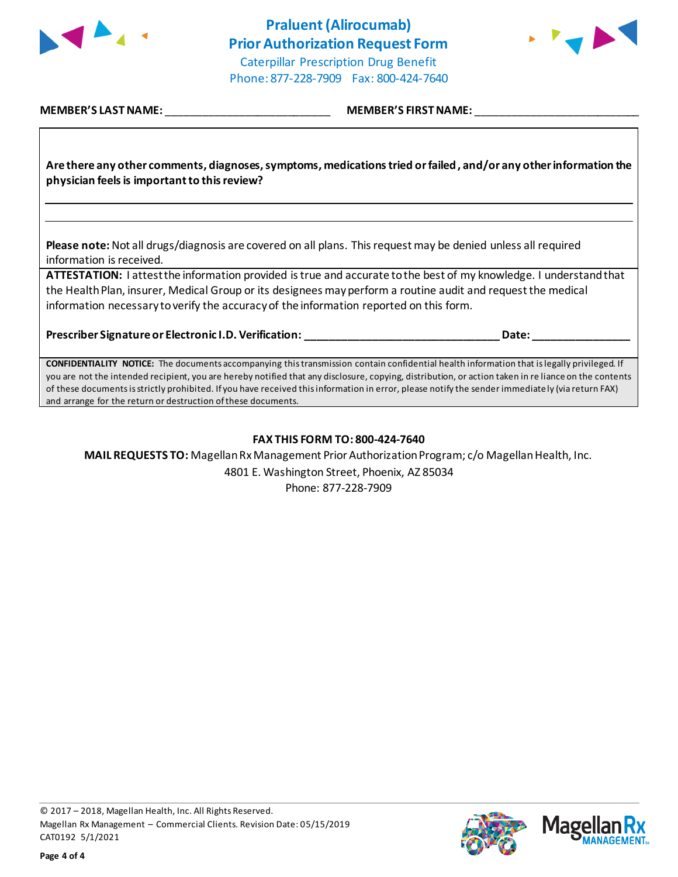# Praluent (Alirocumab) Prior Authorization Request Form

Caterpillar Prescription Drug Benefit
Phone: 877-228-7909 Fax: 800-424-7640

**MEMBER'S LAST NAME:** ___________________________ **MEMBER'S FIRST NAME:** ___________________________

**Are there any other comments, diagnoses, symptoms, medications tried or failed, and/or any other information the physician feels is important to this review?**

_______________________________________________________________________________

_______________________________________________________________________________

**Please note:** Not all drugs/diagnosis are covered on all plans. This request may be denied unless all required information is received.

**ATTESTATION:** I attest the information provided is true and accurate to the best of my knowledge. I understand that the Health Plan, insurer, Medical Group or its designees may perform a routine audit and request the medical information necessary to verify the accuracy of the information reported on this form.

**Prescriber Signature or Electronic I.D. Verification:** ________________________________ **Date:** ________________

**CONFIDENTIALITY NOTICE:** The documents accompanying this transmission contain confidential health information that is legally privileged. If you are not the intended recipient, you are hereby notified that any disclosure, copying, distribution, or action taken in reliance on the contents of these documents is strictly prohibited. If you have received this information in error, please notify the sender immediately (via return FAX) and arrange for the return or destruction of these documents.

**FAX THIS FORM TO: 800-424-7640**

**MAIL REQUESTS TO:** Magellan Rx Management Prior Authorization Program; c/o Magellan Health, Inc.
4801 E. Washington Street, Phoenix, AZ 85034
Phone: 877-228-7909

© 2017 – 2018, Magellan Health, Inc. All Rights Reserved.
Magellan Rx Management – Commercial Clients. Revision Date: 05/15/2019
CAT0192 5/1/2021